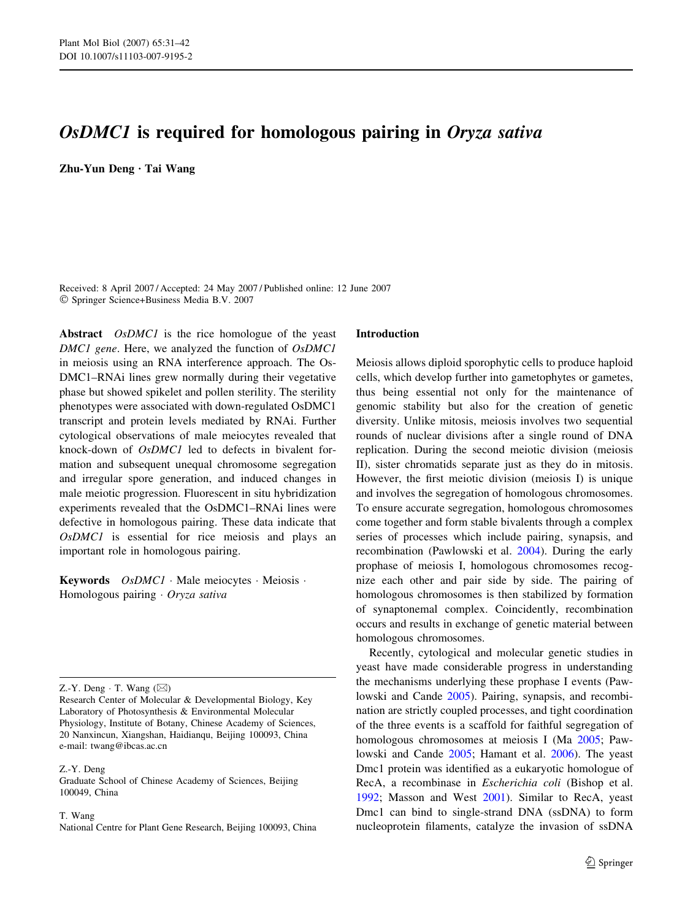# *OsDMC1* is required for homologous pairing in *Oryza sativa*

**Zhu-Yun Deng · Tai Wang**

Received: 8 April 2007 / Accepted: 24 May 2007 / Published online: 12 June 2007
© Springer Science+Business Media B.V. 2007

**Abstract** *OsDMC1* is the rice homologue of the yeast *DMC1 gene*. Here, we analyzed the function of *OsDMC1* in meiosis using an RNA interference approach. The OsDMC1–RNAi lines grew normally during their vegetative phase but showed spikelet and pollen sterility. The sterility phenotypes were associated with down-regulated OsDMC1 transcript and protein levels mediated by RNAi. Further cytological observations of male meiocytes revealed that knock-down of *OsDMC1* led to defects in bivalent formation and subsequent unequal chromosome segregation and irregular spore generation, and induced changes in male meiotic progression. Fluorescent in situ hybridization experiments revealed that the OsDMC1–RNAi lines were defective in homologous pairing. These data indicate that *OsDMC1* is essential for rice meiosis and plays an important role in homologous pairing.

**Keywords** *OsDMC1* · Male meiocytes · Meiosis · Homologous pairing · *Oryza sativa*

Z.-Y. Deng · T. Wang (✉)
Research Center of Molecular & Developmental Biology, Key Laboratory of Photosynthesis & Environmental Molecular Physiology, Institute of Botany, Chinese Academy of Sciences, 20 Nanxincun, Xiangshan, Haidianqu, Beijing 100093, China
e-mail: twang@ibcas.ac.cn

Z.-Y. Deng
Graduate School of Chinese Academy of Sciences, Beijing 100049, China

T. Wang
National Centre for Plant Gene Research, Beijing 100093, China

## Introduction

Meiosis allows diploid sporophytic cells to produce haploid cells, which develop further into gametophytes or gametes, thus being essential not only for the maintenance of genomic stability but also for the creation of genetic diversity. Unlike mitosis, meiosis involves two sequential rounds of nuclear divisions after a single round of DNA replication. During the second meiotic division (meiosis II), sister chromatids separate just as they do in mitosis. However, the first meiotic division (meiosis I) is unique and involves the segregation of homologous chromosomes. To ensure accurate segregation, homologous chromosomes come together and form stable bivalents through a complex series of processes which include pairing, synapsis, and recombination (Pawlowski et al. 2004). During the early prophase of meiosis I, homologous chromosomes recognize each other and pair side by side. The pairing of homologous chromosomes is then stabilized by formation of synaptonemal complex. Coincidently, recombination occurs and results in exchange of genetic material between homologous chromosomes.

Recently, cytological and molecular genetic studies in yeast have made considerable progress in understanding the mechanisms underlying these prophase I events (Pawlowski and Cande 2005). Pairing, synapsis, and recombination are strictly coupled processes, and tight coordination of the three events is a scaffold for faithful segregation of homologous chromosomes at meiosis I (Ma 2005; Pawlowski and Cande 2005; Hamant et al. 2006). The yeast Dmc1 protein was identified as a eukaryotic homologue of RecA, a recombinase in *Escherichia coli* (Bishop et al. 1992; Masson and West 2001). Similar to RecA, yeast Dmc1 can bind to single-strand DNA (ssDNA) to form nucleoprotein filaments, catalyze the invasion of ssDNA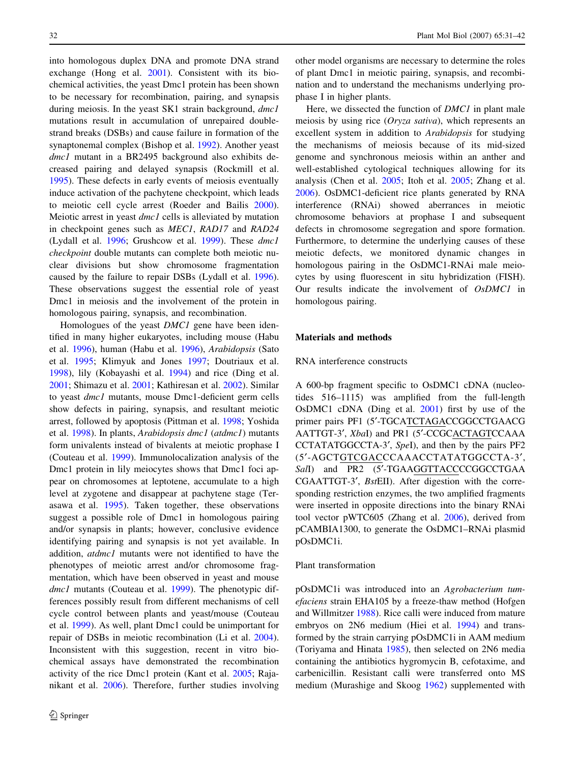into homologous duplex DNA and promote DNA strand exchange (Hong et al. 2001). Consistent with its biochemical activities, the yeast Dmc1 protein has been shown to be necessary for recombination, pairing, and synapsis during meiosis. In the yeast SK1 strain background, *dmc1* mutations result in accumulation of unrepaired double-strand breaks (DSBs) and cause failure in formation of the synaptonemal complex (Bishop et al. 1992). Another yeast *dmc1* mutant in a BR2495 background also exhibits decreased pairing and delayed synapsis (Rockmill et al. 1995). These defects in early events of meiosis eventually induce activation of the pachytene checkpoint, which leads to meiotic cell cycle arrest (Roeder and Bailis 2000). Meiotic arrest in yeast *dmc1* cells is alleviated by mutation in checkpoint genes such as *MEC1*, *RAD17* and *RAD24* (Lydall et al. 1996; Grushcow et al. 1999). These *dmc1 checkpoint* double mutants can complete both meiotic nuclear divisions but show chromosome fragmentation caused by the failure to repair DSBs (Lydall et al. 1996). These observations suggest the essential role of yeast Dmc1 in meiosis and the involvement of the protein in homologous pairing, synapsis, and recombination.

Homologues of the yeast *DMC1* gene have been identified in many higher eukaryotes, including mouse (Habu et al. 1996), human (Habu et al. 1996), *Arabidopsis* (Sato et al. 1995; Klimyuk and Jones 1997; Doutriaux et al. 1998), lily (Kobayashi et al. 1994) and rice (Ding et al. 2001; Shimazu et al. 2001; Kathiresan et al. 2002). Similar to yeast *dmc1* mutants, mouse Dmc1-deficient germ cells show defects in pairing, synapsis, and resultant meiotic arrest, followed by apoptosis (Pittman et al. 1998; Yoshida et al. 1998). In plants, *Arabidopsis dmc1* (*atdmc1*) mutants form univalents instead of bivalents at meiotic prophase I (Couteau et al. 1999). Immunolocalization analysis of the Dmc1 protein in lily meiocytes shows that Dmc1 foci appear on chromosomes at leptotene, accumulate to a high level at zygotene and disappear at pachytene stage (Terasawa et al. 1995). Taken together, these observations suggest a possible role of Dmc1 in homologous pairing and/or synapsis in plants; however, conclusive evidence identifying pairing and synapsis is not yet available. In addition, *atdmc1* mutants were not identified to have the phenotypes of meiotic arrest and/or chromosome fragmentation, which have been observed in yeast and mouse *dmc1* mutants (Couteau et al. 1999). The phenotypic differences possibly result from different mechanisms of cell cycle control between plants and yeast/mouse (Couteau et al. 1999). As well, plant Dmc1 could be unimportant for repair of DSBs in meiotic recombination (Li et al. 2004). Inconsistent with this suggestion, recent in vitro biochemical assays have demonstrated the recombination activity of the rice Dmc1 protein (Kant et al. 2005; Rajanikant et al. 2006). Therefore, further studies involving other model organisms are necessary to determine the roles of plant Dmc1 in meiotic pairing, synapsis, and recombination and to understand the mechanisms underlying prophase I in higher plants.

Here, we dissected the function of *DMC1* in plant male meiosis by using rice (*Oryza sativa*), which represents an excellent system in addition to *Arabidopsis* for studying the mechanisms of meiosis because of its mid-sized genome and synchronous meiosis within an anther and well-established cytological techniques allowing for its analysis (Chen et al. 2005; Itoh et al. 2005; Zhang et al. 2006). OsDMC1-deficient rice plants generated by RNA interference (RNAi) showed aberrances in meiotic chromosome behaviors at prophase I and subsequent defects in chromosome segregation and spore formation. Furthermore, to determine the underlying causes of these meiotic defects, we monitored dynamic changes in homologous pairing in the OsDMC1-RNAi male meiocytes by using fluorescent in situ hybridization (FISH). Our results indicate the involvement of *OsDMC1* in homologous pairing.

## Materials and methods

### RNA interference constructs

A 600-bp fragment specific to OsDMC1 cDNA (nucleotides 516–1115) was amplified from the full-length OsDMC1 cDNA (Ding et al. 2001) first by use of the primer pairs PF1 (5′-TGCATCTAGACCGGCCTGAACGAATTGT-3′, *Xba*I) and PR1 (5′-CCGCACTAGTCCAAACCTATATGGCCTA-3′, *Spe*I), and then by the pairs PF2 (5′-AGCTGTCGACCCAAACCTATATGGCCTA-3′, *Sal*I) and PR2 (5′-TGAAGGTTACCCCGGCCTGAACGAATTGT-3′, *Bst*EII). After digestion with the corresponding restriction enzymes, the two amplified fragments were inserted in opposite directions into the binary RNAi tool vector pWTC605 (Zhang et al. 2006), derived from pCAMBIA1300, to generate the OsDMC1–RNAi plasmid pOsDMC1i.

### Plant transformation

pOsDMC1i was introduced into an *Agrobacterium tumefaciens* strain EHA105 by a freeze-thaw method (Hofgen and Willmitzer 1988). Rice calli were induced from mature embryos on 2N6 medium (Hiei et al. 1994) and transformed by the strain carrying pOsDMC1i in AAM medium (Toriyama and Hinata 1985), then selected on 2N6 media containing the antibiotics hygromycin B, cefotaxime, and carbenicillin. Resistant calli were transferred onto MS medium (Murashige and Skoog 1962) supplemented with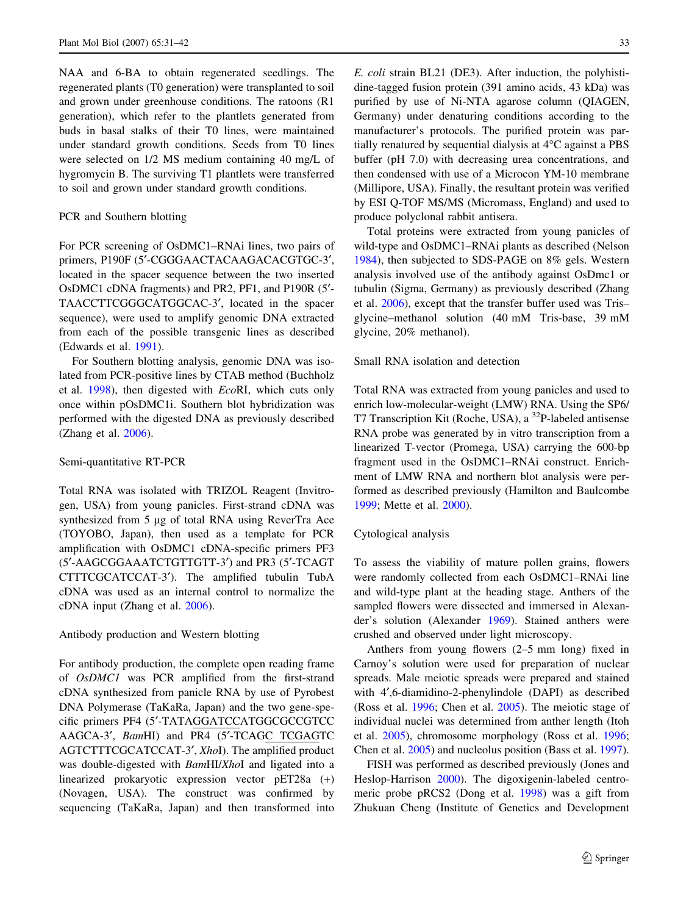NAA and 6-BA to obtain regenerated seedlings. The regenerated plants (T0 generation) were transplanted to soil and grown under greenhouse conditions. The ratoons (R1 generation), which refer to the plantlets generated from buds in basal stalks of their T0 lines, were maintained under standard growth conditions. Seeds from T0 lines were selected on 1/2 MS medium containing 40 mg/L of hygromycin B. The surviving T1 plantlets were transferred to soil and grown under standard growth conditions.

### PCR and Southern blotting

For PCR screening of OsDMC1–RNAi lines, two pairs of primers, P190F (5′-CGGGAACTACAAGACACGTGC-3′, located in the spacer sequence between the two inserted OsDMC1 cDNA fragments) and PR2, PF1, and P190R (5′-TAACCTTCGGGCATGGCAC-3′, located in the spacer sequence), were used to amplify genomic DNA extracted from each of the possible transgenic lines as described (Edwards et al. 1991).

For Southern blotting analysis, genomic DNA was isolated from PCR-positive lines by CTAB method (Buchholz et al. 1998), then digested with *Eco*RI, which cuts only once within pOsDMC1i. Southern blot hybridization was performed with the digested DNA as previously described (Zhang et al. 2006).

### Semi-quantitative RT-PCR

Total RNA was isolated with TRIZOL Reagent (Invitrogen, USA) from young panicles. First-strand cDNA was synthesized from 5 μg of total RNA using ReverTra Ace (TOYOBO, Japan), then used as a template for PCR amplification with OsDMC1 cDNA-specific primers PF3 (5′-AAGCGGAAATCTGTTGTT-3′) and PR3 (5′-TCAGTCTTTCGCATCCAT-3′). The amplified tubulin TubA cDNA was used as an internal control to normalize the cDNA input (Zhang et al. 2006).

### Antibody production and Western blotting

For antibody production, the complete open reading frame of *OsDMC1* was PCR amplified from the first-strand cDNA synthesized from panicle RNA by use of Pyrobest DNA Polymerase (TaKaRa, Japan) and the two gene-specific primers PF4 (5′-TATAGGATCCATGGCGCCGTCCAAGCA-3′, *Bam*HI) and PR4 (5′-TCAGC TCGAGTCAGTCTTTCGCATCCAT-3′, *Xho*I). The amplified product was double-digested with *Bam*HI/*Xho*I and ligated into a linearized prokaryotic expression vector pET28a (+) (Novagen, USA). The construct was confirmed by sequencing (TaKaRa, Japan) and then transformed into *E. coli* strain BL21 (DE3). After induction, the polyhistidine-tagged fusion protein (391 amino acids, 43 kDa) was purified by use of Ni-NTA agarose column (QIAGEN, Germany) under denaturing conditions according to the manufacturer's protocols. The purified protein was partially renatured by sequential dialysis at 4°C against a PBS buffer (pH 7.0) with decreasing urea concentrations, and then condensed with use of a Microcon YM-10 membrane (Millipore, USA). Finally, the resultant protein was verified by ESI Q-TOF MS/MS (Micromass, England) and used to produce polyclonal rabbit antisera.

Total proteins were extracted from young panicles of wild-type and OsDMC1–RNAi plants as described (Nelson 1984), then subjected to SDS-PAGE on 8% gels. Western analysis involved use of the antibody against OsDmc1 or tubulin (Sigma, Germany) as previously described (Zhang et al. 2006), except that the transfer buffer used was Tris–glycine–methanol solution (40 mM Tris-base, 39 mM glycine, 20% methanol).

### Small RNA isolation and detection

Total RNA was extracted from young panicles and used to enrich low-molecular-weight (LMW) RNA. Using the SP6/T7 Transcription Kit (Roche, USA), a $^{32}$P-labeled antisense RNA probe was generated by in vitro transcription from a linearized T-vector (Promega, USA) carrying the 600-bp fragment used in the OsDMC1–RNAi construct. Enrichment of LMW RNA and northern blot analysis were performed as described previously (Hamilton and Baulcombe 1999; Mette et al. 2000).

### Cytological analysis

To assess the viability of mature pollen grains, flowers were randomly collected from each OsDMC1–RNAi line and wild-type plant at the heading stage. Anthers of the sampled flowers were dissected and immersed in Alexander's solution (Alexander 1969). Stained anthers were crushed and observed under light microscopy.

Anthers from young flowers (2–5 mm long) fixed in Carnoy's solution were used for preparation of nuclear spreads. Male meiotic spreads were prepared and stained with 4′,6-diamidino-2-phenylindole (DAPI) as described (Ross et al. 1996; Chen et al. 2005). The meiotic stage of individual nuclei was determined from anther length (Itoh et al. 2005), chromosome morphology (Ross et al. 1996; Chen et al. 2005) and nucleolus position (Bass et al. 1997).

FISH was performed as described previously (Jones and Heslop-Harrison 2000). The digoxigenin-labeled centromeric probe pRCS2 (Dong et al. 1998) was a gift from Zhukuan Cheng (Institute of Genetics and Development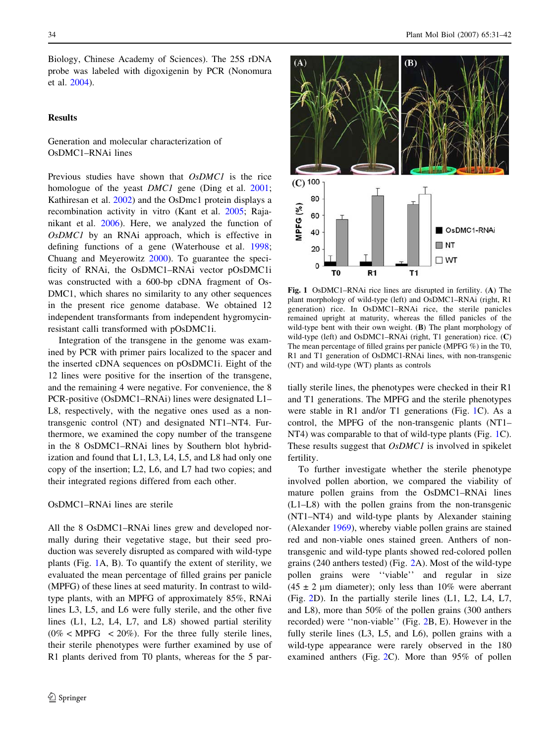Biology, Chinese Academy of Sciences). The 25S rDNA probe was labeled with digoxigenin by PCR (Nonomura et al. 2004).

## Results

### Generation and molecular characterization of OsDMC1–RNAi lines

Previous studies have shown that *OsDMC1* is the rice homologue of the yeast *DMC1* gene (Ding et al. 2001; Kathiresan et al. 2002) and the OsDmc1 protein displays a recombination activity in vitro (Kant et al. 2005; Rajanikant et al. 2006). Here, we analyzed the function of *OsDMC1* by an RNAi approach, which is effective in defining functions of a gene (Waterhouse et al. 1998; Chuang and Meyerowitz 2000). To guarantee the specificity of RNAi, the OsDMC1–RNAi vector pOsDMC1i was constructed with a 600-bp cDNA fragment of OsDMC1, which shares no similarity to any other sequences in the present rice genome database. We obtained 12 independent transformants from independent hygromycin-resistant calli transformed with pOsDMC1i.

Integration of the transgene in the genome was examined by PCR with primer pairs localized to the spacer and the inserted cDNA sequences on pOsDMC1i. Eight of the 12 lines were positive for the insertion of the transgene, and the remaining 4 were negative. For convenience, the 8 PCR-positive (OsDMC1–RNAi) lines were designated L1–L8, respectively, with the negative ones used as a non-transgenic control (NT) and designated NT1–NT4. Furthermore, we examined the copy number of the transgene in the 8 OsDMC1–RNAi lines by Southern blot hybridization and found that L1, L3, L4, L5, and L8 had only one copy of the insertion; L2, L6, and L7 had two copies; and their integrated regions differed from each other.

### OsDMC1–RNAi lines are sterile

All the 8 OsDMC1–RNAi lines grew and developed normally during their vegetative stage, but their seed production was severely disrupted as compared with wild-type plants (Fig. 1A, B). To quantify the extent of sterility, we evaluated the mean percentage of filled grains per panicle (MPFG) of these lines at seed maturity. In contrast to wild-type plants, with an MPFG of approximately 85%, RNAi lines L3, L5, and L6 were fully sterile, and the other five lines (L1, L2, L4, L7, and L8) showed partial sterility (0% < MPFG < 20%). For the three fully sterile lines, their sterile phenotypes were further examined by use of R1 plants derived from T0 plants, whereas for the 5 partially sterile lines, the phenotypes were checked in their R1 and T1 generations. The MPFG and the sterile phenotypes were stable in R1 and/or T1 generations (Fig. 1C). As a control, the MPFG of the non-transgenic plants (NT1–NT4) was comparable to that of wild-type plants (Fig. 1C). These results suggest that *OsDMC1* is involved in spikelet fertility.

**Fig. 1** OsDMC1–RNAi rice lines are disrupted in fertility. (**A**) The plant morphology of wild-type (left) and OsDMC1–RNAi (right, R1 generation) rice. In OsDMC1–RNAi rice, the sterile panicles remained upright at maturity, whereas the filled panicles of the wild-type bent with their own weight. (**B**) The plant morphology of wild-type (left) and OsDMC1–RNAi (right, T1 generation) rice. (**C**) The mean percentage of filled grains per panicle (MPFG %) in the T0, R1 and T1 generation of OsDMC1-RNAi lines, with non-transgenic (NT) and wild-type (WT) plants as controls

To further investigate whether the sterile phenotype involved pollen abortion, we compared the viability of mature pollen grains from the OsDMC1–RNAi lines (L1–L8) with the pollen grains from the non-transgenic (NT1–NT4) and wild-type plants by Alexander staining (Alexander 1969), whereby viable pollen grains are stained red and non-viable ones stained green. Anthers of non-transgenic and wild-type plants showed red-colored pollen grains (240 anthers tested) (Fig. 2A). Most of the wild-type pollen grains were ''viable'' and regular in size ($45 \pm 2$ μm diameter); only less than 10% were aberrant (Fig. 2D). In the partially sterile lines (L1, L2, L4, L7, and L8), more than 50% of the pollen grains (300 anthers recorded) were ''non-viable'' (Fig. 2B, E). However in the fully sterile lines (L3, L5, and L6), pollen grains with a wild-type appearance were rarely observed in the 180 examined anthers (Fig. 2C). More than 95% of pollen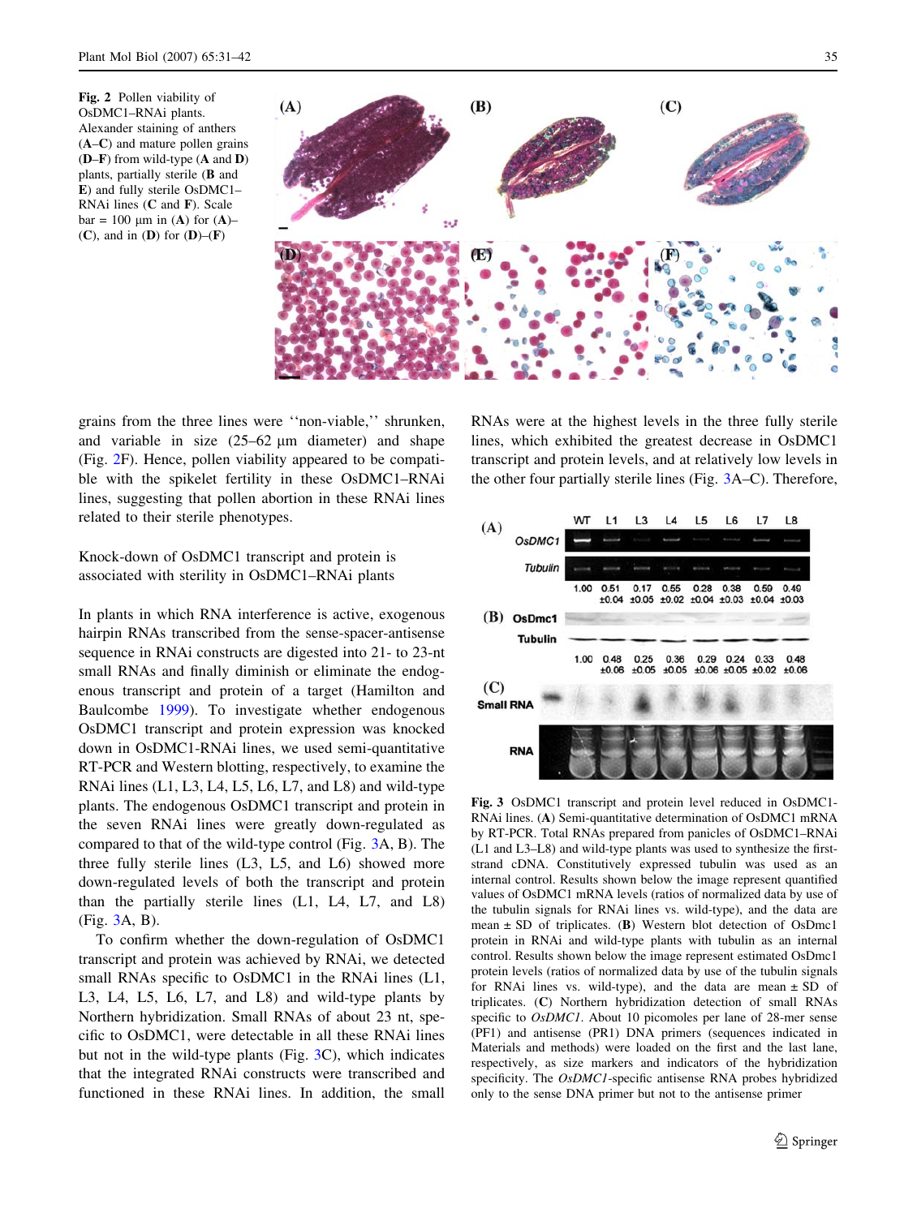**Fig. 2** Pollen viability of OsDMC1–RNAi plants. Alexander staining of anthers (**A**–**C**) and mature pollen grains (**D**–**F**) from wild-type (**A** and **D**) plants, partially sterile (**B** and **E**) and fully sterile OsDMC1–RNAi lines (**C** and **F**). Scale bar = 100 μm in (**A**) for (**A**)–(**C**), and in (**D**) for (**D**)–(**F**)

grains from the three lines were ''non-viable,'' shrunken, and variable in size (25–62 μm diameter) and shape (Fig. 2F). Hence, pollen viability appeared to be compatible with the spikelet fertility in these OsDMC1–RNAi lines, suggesting that pollen abortion in these RNAi lines related to their sterile phenotypes.

## Knock-down of OsDMC1 transcript and protein is associated with sterility in OsDMC1–RNAi plants

In plants in which RNA interference is active, exogenous hairpin RNAs transcribed from the sense-spacer-antisense sequence in RNAi constructs are digested into 21- to 23-nt small RNAs and finally diminish or eliminate the endogenous transcript and protein of a target (Hamilton and Baulcombe 1999). To investigate whether endogenous OsDMC1 transcript and protein expression was knocked down in OsDMC1-RNAi lines, we used semi-quantitative RT-PCR and Western blotting, respectively, to examine the RNAi lines (L1, L3, L4, L5, L6, L7, and L8) and wild-type plants. The endogenous OsDMC1 transcript and protein in the seven RNAi lines were greatly down-regulated as compared to that of the wild-type control (Fig. 3A, B). The three fully sterile lines (L3, L5, and L6) showed more down-regulated levels of both the transcript and protein than the partially sterile lines (L1, L4, L7, and L8) (Fig. 3A, B).

To confirm whether the down-regulation of OsDMC1 transcript and protein was achieved by RNAi, we detected small RNAs specific to OsDMC1 in the RNAi lines (L1, L3, L4, L5, L6, L7, and L8) and wild-type plants by Northern hybridization. Small RNAs of about 23 nt, specific to OsDMC1, were detectable in all these RNAi lines but not in the wild-type plants (Fig. 3C), which indicates that the integrated RNAi constructs were transcribed and functioned in these RNAi lines. In addition, the small RNAs were at the highest levels in the three fully sterile lines, which exhibited the greatest decrease in OsDMC1 transcript and protein levels, and at relatively low levels in the other four partially sterile lines (Fig. 3A–C). Therefore,

**Fig. 3** OsDMC1 transcript and protein level reduced in OsDMC1-RNAi lines. (**A**) Semi-quantitative determination of OsDMC1 mRNA by RT-PCR. Total RNAs prepared from panicles of OsDMC1–RNAi (L1 and L3–L8) and wild-type plants was used to synthesize the first-strand cDNA. Constitutively expressed tubulin was used as an internal control. Results shown below the image represent quantified values of OsDMC1 mRNA levels (ratios of normalized data by use of the tubulin signals for RNAi lines vs. wild-type), and the data are mean ± SD of triplicates. (**B**) Western blot detection of OsDmc1 protein in RNAi and wild-type plants with tubulin as an internal control. Results shown below the image represent estimated OsDmc1 protein levels (ratios of normalized data by use of the tubulin signals for RNAi lines vs. wild-type), and the data are mean ± SD of triplicates. (**C**) Northern hybridization detection of small RNAs specific to *OsDMC1*. About 10 picomoles per lane of 28-mer sense (PF1) and antisense (PR1) DNA primers (sequences indicated in Materials and methods) were loaded on the first and the last lane, respectively, as size markers and indicators of the hybridization specificity. The *OsDMC1*-specific antisense RNA probes hybridized only to the sense DNA primer but not to the antisense primer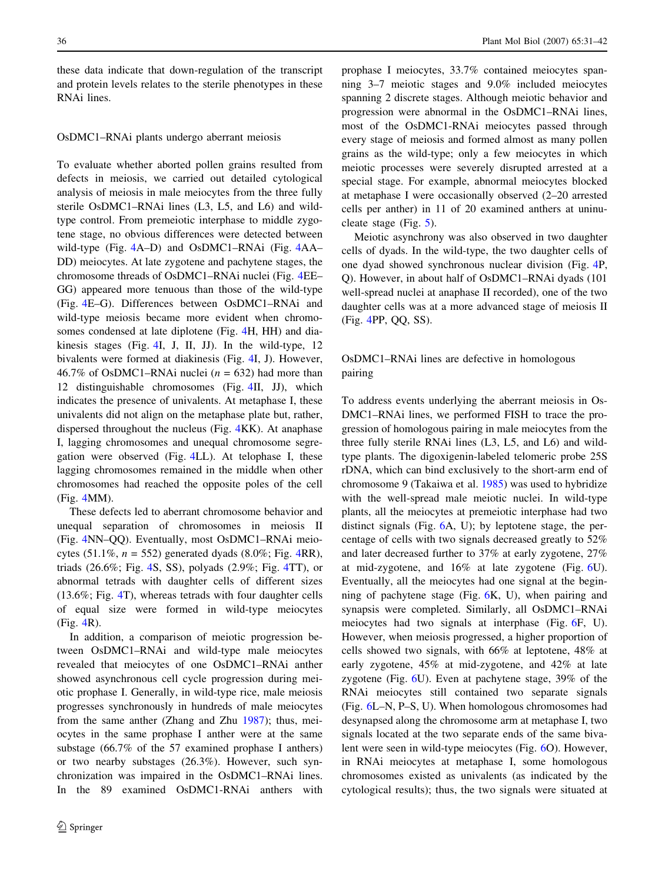these data indicate that down-regulation of the transcript and protein levels relates to the sterile phenotypes in these RNAi lines.

## OsDMC1–RNAi plants undergo aberrant meiosis

To evaluate whether aborted pollen grains resulted from defects in meiosis, we carried out detailed cytological analysis of meiosis in male meiocytes from the three fully sterile OsDMC1–RNAi lines (L3, L5, and L6) and wild-type control. From premeiotic interphase to middle zygotene stage, no obvious differences were detected between wild-type (Fig. 4A–D) and OsDMC1–RNAi (Fig. 4AA–DD) meiocytes. At late zygotene and pachytene stages, the chromosome threads of OsDMC1–RNAi nuclei (Fig. 4EE–GG) appeared more tenuous than those of the wild-type (Fig. 4E–G). Differences between OsDMC1–RNAi and wild-type meiosis became more evident when chromosomes condensed at late diplotene (Fig. 4H, HH) and diakinesis stages (Fig. 4I, J, II, JJ). In the wild-type, 12 bivalents were formed at diakinesis (Fig. 4I, J). However, 46.7% of OsDMC1–RNAi nuclei ($n$ = 632) had more than 12 distinguishable chromosomes (Fig. 4II, JJ), which indicates the presence of univalents. At metaphase I, these univalents did not align on the metaphase plate but, rather, dispersed throughout the nucleus (Fig. 4KK). At anaphase I, lagging chromosomes and unequal chromosome segregation were observed (Fig. 4LL). At telophase I, these lagging chromosomes remained in the middle when other chromosomes had reached the opposite poles of the cell (Fig. 4MM).

These defects led to aberrant chromosome behavior and unequal separation of chromosomes in meiosis II (Fig. 4NN–QQ). Eventually, most OsDMC1–RNAi meiocytes (51.1%, $n$ = 552) generated dyads (8.0%; Fig. 4RR), triads (26.6%; Fig. 4S, SS), polyads (2.9%; Fig. 4TT), or abnormal tetrads with daughter cells of different sizes (13.6%; Fig. 4T), whereas tetrads with four daughter cells of equal size were formed in wild-type meiocytes (Fig. 4R).

In addition, a comparison of meiotic progression between OsDMC1–RNAi and wild-type male meiocytes revealed that meiocytes of one OsDMC1–RNAi anther showed asynchronous cell cycle progression during meiotic prophase I. Generally, in wild-type rice, male meiosis progresses synchronously in hundreds of male meiocytes from the same anther (Zhang and Zhu 1987); thus, meiocytes in the same prophase I anther were at the same substage (66.7% of the 57 examined prophase I anthers) or two nearby substages (26.3%). However, such synchronization was impaired in the OsDMC1–RNAi lines. In the 89 examined OsDMC1-RNAi anthers with prophase I meiocytes, 33.7% contained meiocytes spanning 3–7 meiotic stages and 9.0% included meiocytes spanning 2 discrete stages. Although meiotic behavior and progression were abnormal in the OsDMC1–RNAi lines, most of the OsDMC1-RNAi meiocytes passed through every stage of meiosis and formed almost as many pollen grains as the wild-type; only a few meiocytes in which meiotic processes were severely disrupted arrested at a special stage. For example, abnormal meiocytes blocked at metaphase I were occasionally observed (2–20 arrested cells per anther) in 11 of 20 examined anthers at uninucleate stage (Fig. 5).

Meiotic asynchrony was also observed in two daughter cells of dyads. In the wild-type, the two daughter cells of one dyad showed synchronous nuclear division (Fig. 4P, Q). However, in about half of OsDMC1–RNAi dyads (101 well-spread nuclei at anaphase II recorded), one of the two daughter cells was at a more advanced stage of meiosis II (Fig. 4PP, QQ, SS).

## OsDMC1–RNAi lines are defective in homologous pairing

To address events underlying the aberrant meiosis in OsDMC1–RNAi lines, we performed FISH to trace the progression of homologous pairing in male meiocytes from the three fully sterile RNAi lines (L3, L5, and L6) and wild-type plants. The digoxigenin-labeled telomeric probe 25S rDNA, which can bind exclusively to the short-arm end of chromosome 9 (Takaiwa et al. 1985) was used to hybridize with the well-spread male meiotic nuclei. In wild-type plants, all the meiocytes at premeiotic interphase had two distinct signals (Fig. 6A, U); by leptotene stage, the percentage of cells with two signals decreased greatly to 52% and later decreased further to 37% at early zygotene, 27% at mid-zygotene, and 16% at late zygotene (Fig. 6U). Eventually, all the meiocytes had one signal at the beginning of pachytene stage (Fig. 6K, U), when pairing and synapsis were completed. Similarly, all OsDMC1–RNAi meiocytes had two signals at interphase (Fig. 6F, U). However, when meiosis progressed, a higher proportion of cells showed two signals, with 66% at leptotene, 48% at early zygotene, 45% at mid-zygotene, and 42% at late zygotene (Fig. 6U). Even at pachytene stage, 39% of the RNAi meiocytes still contained two separate signals (Fig. 6L–N, P–S, U). When homologous chromosomes had desynapsed along the chromosome arm at metaphase I, two signals located at the two separate ends of the same bivalent were seen in wild-type meiocytes (Fig. 6O). However, in RNAi meiocytes at metaphase I, some homologous chromosomes existed as univalents (as indicated by the cytological results); thus, the two signals were situated at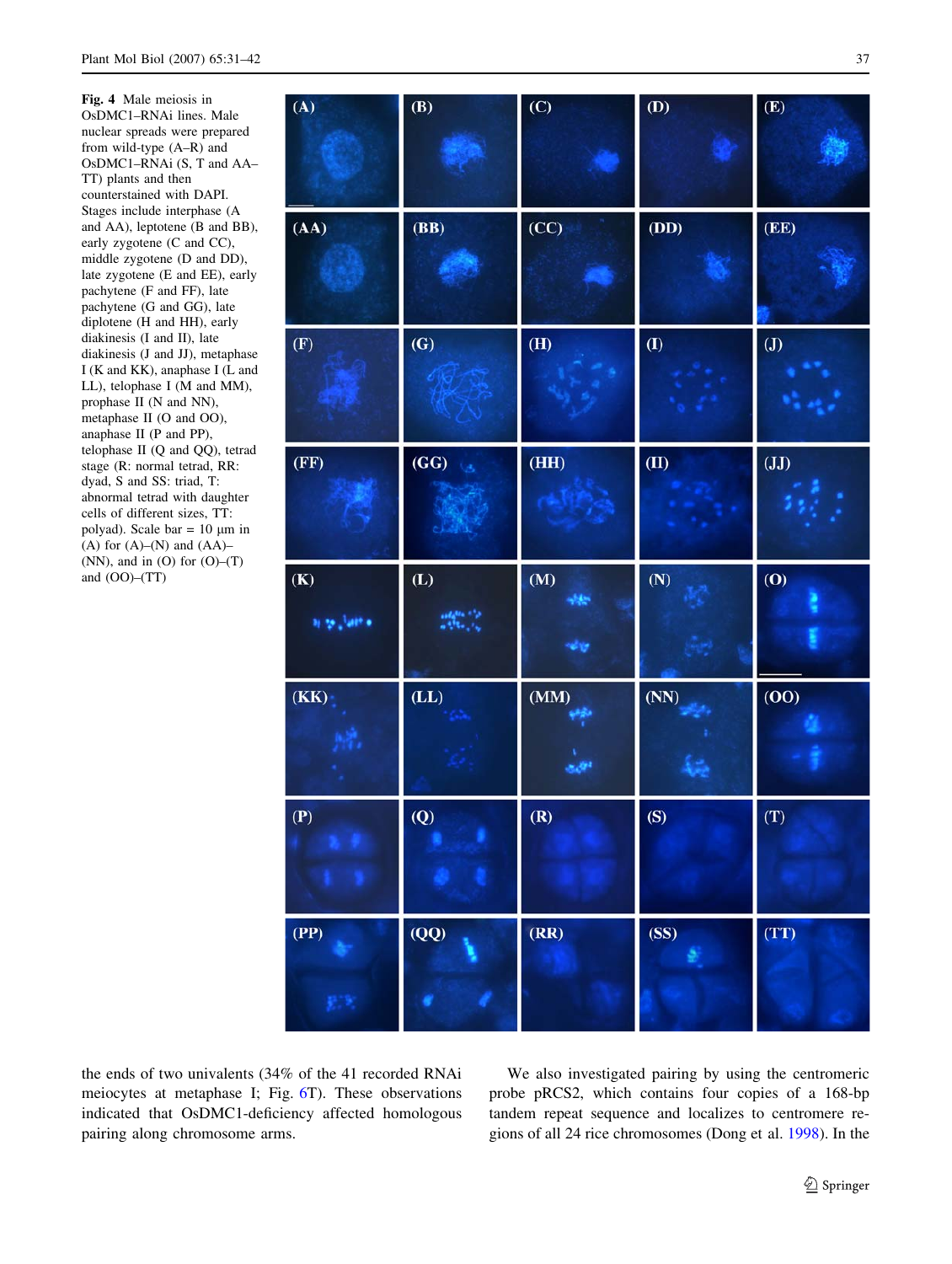Fig. 4 Male meiosis in OsDMC1–RNAi lines. Male nuclear spreads were prepared from wild-type (A–R) and OsDMC1–RNAi (S, T and AA–TT) plants and then counterstained with DAPI. Stages include interphase (A and AA), leptotene (B and BB), early zygotene (C and CC), middle zygotene (D and DD), late zygotene (E and EE), early pachytene (F and FF), late pachytene (G and GG), late diplotene (H and HH), early diakinesis (I and II), late diakinesis (J and JJ), metaphase I (K and KK), anaphase I (L and LL), telophase I (M and MM), prophase II (N and NN), metaphase II (O and OO), anaphase II (P and PP), telophase II (Q and QQ), tetrad stage (R: normal tetrad, RR: dyad, S and SS: triad, T: abnormal tetrad with daughter cells of different sizes, TT: polyad). Scale bar = 10 μm in (A) for (A)–(N) and (AA)–(NN), and in (O) for (O)–(T) and (OO)–(TT)

the ends of two univalents (34% of the 41 recorded RNAi meiocytes at metaphase I; Fig. 6T). These observations indicated that OsDMC1-deficiency affected homologous pairing along chromosome arms.

We also investigated pairing by using the centromeric probe pRCS2, which contains four copies of a 168-bp tandem repeat sequence and localizes to centromere regions of all 24 rice chromosomes (Dong et al. 1998). In the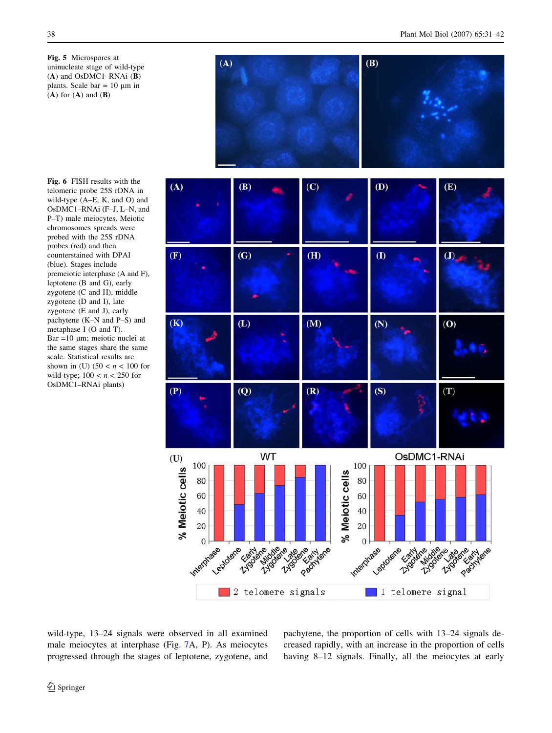**Fig. 5** Microspores at uninucleate stage of wild-type (**A**) and OsDMC1–RNAi (**B**) plants. Scale bar = 10 μm in (**A**) for (**A**) and (**B**)

**Fig. 6** FISH results with the telomeric probe 25S rDNA in wild-type (A–E, K, and O) and OsDMC1–RNAi (F–J, L–N, and P–T) male meiocytes. Meiotic chromosomes spreads were probed with the 25S rDNA probes (red) and then counterstained with DPAI (blue). Stages include premeiotic interphase (A and F), leptotene (B and G), early zygotene (C and H), middle zygotene (D and I), late zygotene (E and J), early pachytene (K–N and P–S) and metaphase I (O and T). Bar =10 μm; meiotic nuclei at the same stages share the same scale. Statistical results are shown in (U) ($50 < n < 100$ for wild-type; $100 < n < 250$ for OsDMC1–RNAi plants)

wild-type, 13–24 signals were observed in all examined male meiocytes at interphase (Fig. 7A, P). As meiocytes progressed through the stages of leptotene, zygotene, and pachytene, the proportion of cells with 13–24 signals decreased rapidly, with an increase in the proportion of cells having 8–12 signals. Finally, all the meiocytes at early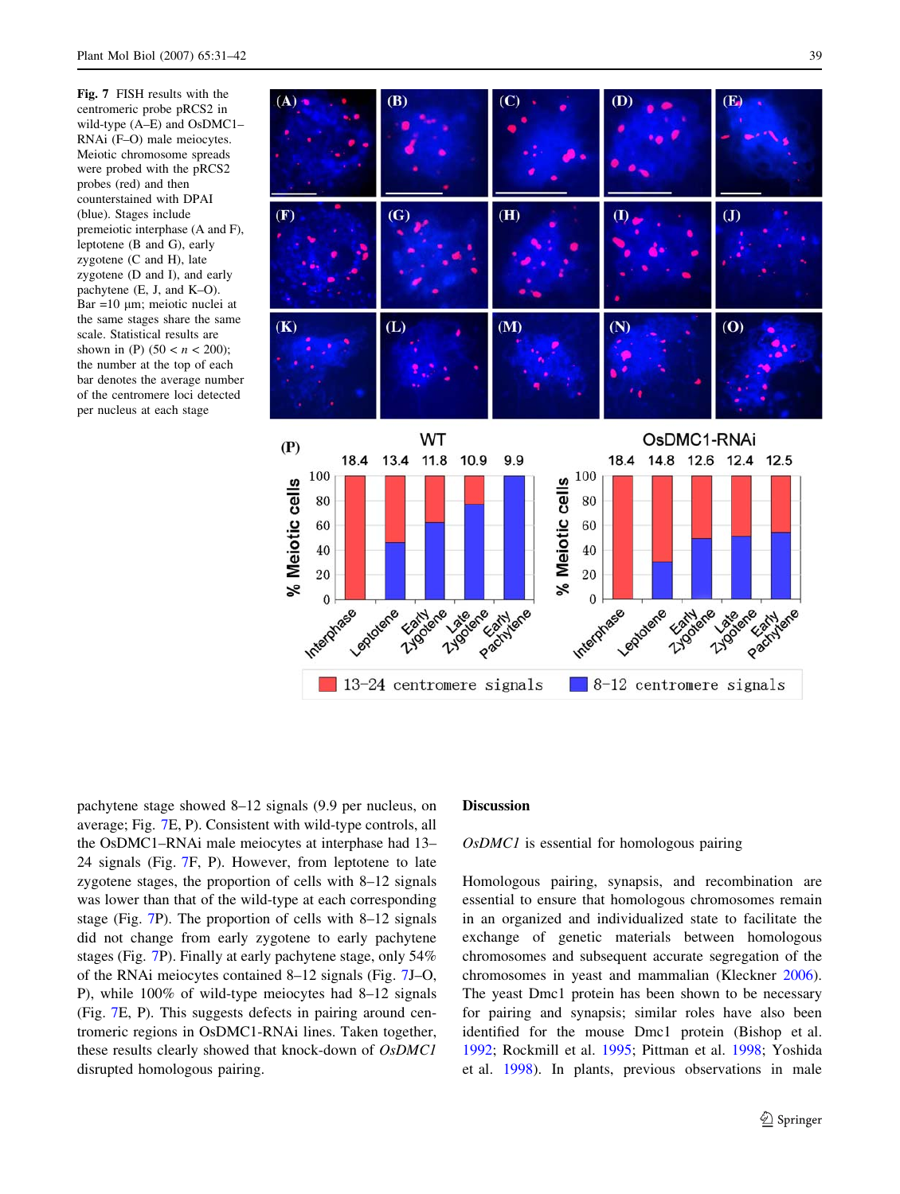**Fig. 7** FISH results with the centromeric probe pRCS2 in wild-type (A–E) and OsDMC1–RNAi (F–O) male meiocytes. Meiotic chromosome spreads were probed with the pRCS2 probes (red) and then counterstained with DPAI (blue). Stages include premeiotic interphase (A and F), leptotene (B and G), early zygotene (C and H), late zygotene (D and I), and early pachytene (E, J, and K–O). Bar =10 μm; meiotic nuclei at the same stages share the same scale. Statistical results are shown in (P) ($50 < n < 200$); the number at the top of each bar denotes the average number of the centromere loci detected per nucleus at each stage

pachytene stage showed 8–12 signals (9.9 per nucleus, on average; Fig. 7E, P). Consistent with wild-type controls, all the OsDMC1–RNAi male meiocytes at interphase had 13–24 signals (Fig. 7F, P). However, from leptotene to late zygotene stages, the proportion of cells with 8–12 signals was lower than that of the wild-type at each corresponding stage (Fig. 7P). The proportion of cells with 8–12 signals did not change from early zygotene to early pachytene stages (Fig. 7P). Finally at early pachytene stage, only 54% of the RNAi meiocytes contained 8–12 signals (Fig. 7J–O, P), while 100% of wild-type meiocytes had 8–12 signals (Fig. 7E, P). This suggests defects in pairing around centromeric regions in OsDMC1-RNAi lines. Taken together, these results clearly showed that knock-down of *OsDMC1* disrupted homologous pairing.

## Discussion

### *OsDMC1* is essential for homologous pairing

Homologous pairing, synapsis, and recombination are essential to ensure that homologous chromosomes remain in an organized and individualized state to facilitate the exchange of genetic materials between homologous chromosomes and subsequent accurate segregation of the chromosomes in yeast and mammalian (Kleckner 2006). The yeast Dmc1 protein has been shown to be necessary for pairing and synapsis; similar roles have also been identified for the mouse Dmc1 protein (Bishop et al. 1992; Rockmill et al. 1995; Pittman et al. 1998; Yoshida et al. 1998). In plants, previous observations in male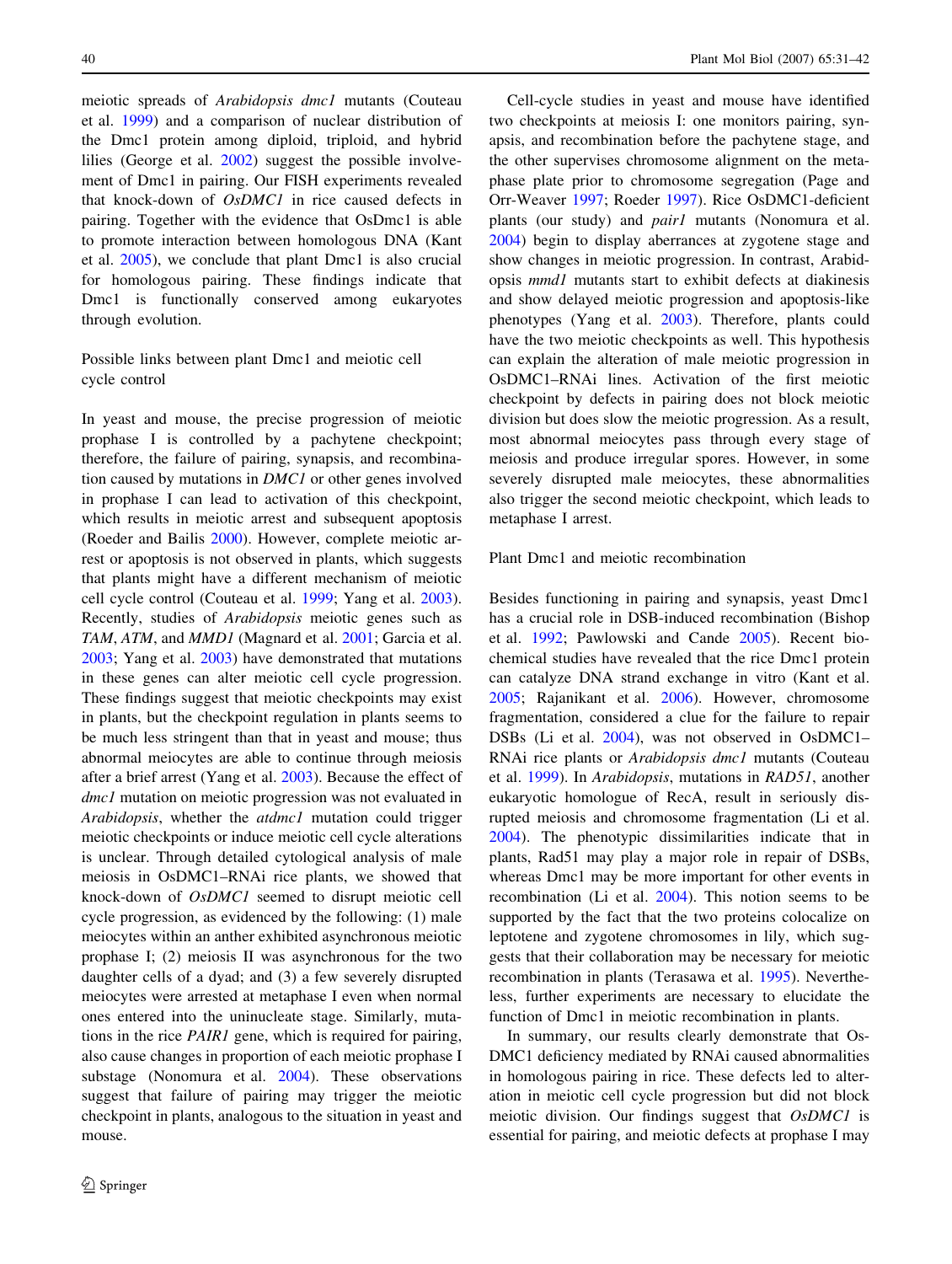meiotic spreads of *Arabidopsis dmc1* mutants (Couteau et al. 1999) and a comparison of nuclear distribution of the Dmc1 protein among diploid, triploid, and hybrid lilies (George et al. 2002) suggest the possible involvement of Dmc1 in pairing. Our FISH experiments revealed that knock-down of *OsDMC1* in rice caused defects in pairing. Together with the evidence that OsDmc1 is able to promote interaction between homologous DNA (Kant et al. 2005), we conclude that plant Dmc1 is also crucial for homologous pairing. These findings indicate that Dmc1 is functionally conserved among eukaryotes through evolution.

### Possible links between plant Dmc1 and meiotic cell cycle control

In yeast and mouse, the precise progression of meiotic prophase I is controlled by a pachytene checkpoint; therefore, the failure of pairing, synapsis, and recombination caused by mutations in *DMC1* or other genes involved in prophase I can lead to activation of this checkpoint, which results in meiotic arrest and subsequent apoptosis (Roeder and Bailis 2000). However, complete meiotic arrest or apoptosis is not observed in plants, which suggests that plants might have a different mechanism of meiotic cell cycle control (Couteau et al. 1999; Yang et al. 2003). Recently, studies of *Arabidopsis* meiotic genes such as *TAM*, *ATM*, and *MMD1* (Magnard et al. 2001; Garcia et al. 2003; Yang et al. 2003) have demonstrated that mutations in these genes can alter meiotic cell cycle progression. These findings suggest that meiotic checkpoints may exist in plants, but the checkpoint regulation in plants seems to be much less stringent than that in yeast and mouse; thus abnormal meiocytes are able to continue through meiosis after a brief arrest (Yang et al. 2003). Because the effect of *dmc1* mutation on meiotic progression was not evaluated in *Arabidopsis*, whether the *atdmc1* mutation could trigger meiotic checkpoints or induce meiotic cell cycle alterations is unclear. Through detailed cytological analysis of male meiosis in OsDMC1–RNAi rice plants, we showed that knock-down of *OsDMC1* seemed to disrupt meiotic cell cycle progression, as evidenced by the following: (1) male meiocytes within an anther exhibited asynchronous meiotic prophase I; (2) meiosis II was asynchronous for the two daughter cells of a dyad; and (3) a few severely disrupted meiocytes were arrested at metaphase I even when normal ones entered into the uninucleate stage. Similarly, mutations in the rice *PAIR1* gene, which is required for pairing, also cause changes in proportion of each meiotic prophase I substage (Nonomura et al. 2004). These observations suggest that failure of pairing may trigger the meiotic checkpoint in plants, analogous to the situation in yeast and mouse.

Cell-cycle studies in yeast and mouse have identified two checkpoints at meiosis I: one monitors pairing, synapsis, and recombination before the pachytene stage, and the other supervises chromosome alignment on the metaphase plate prior to chromosome segregation (Page and Orr-Weaver 1997; Roeder 1997). Rice OsDMC1-deficient plants (our study) and *pair1* mutants (Nonomura et al. 2004) begin to display aberrances at zygotene stage and show changes in meiotic progression. In contrast, Arabidopsis *mmd1* mutants start to exhibit defects at diakinesis and show delayed meiotic progression and apoptosis-like phenotypes (Yang et al. 2003). Therefore, plants could have the two meiotic checkpoints as well. This hypothesis can explain the alteration of male meiotic progression in OsDMC1–RNAi lines. Activation of the first meiotic checkpoint by defects in pairing does not block meiotic division but does slow the meiotic progression. As a result, most abnormal meiocytes pass through every stage of meiosis and produce irregular spores. However, in some severely disrupted male meiocytes, these abnormalities also trigger the second meiotic checkpoint, which leads to metaphase I arrest.

### Plant Dmc1 and meiotic recombination

Besides functioning in pairing and synapsis, yeast Dmc1 has a crucial role in DSB-induced recombination (Bishop et al. 1992; Pawlowski and Cande 2005). Recent biochemical studies have revealed that the rice Dmc1 protein can catalyze DNA strand exchange in vitro (Kant et al. 2005; Rajanikant et al. 2006). However, chromosome fragmentation, considered a clue for the failure to repair DSBs (Li et al. 2004), was not observed in OsDMC1–RNAi rice plants or *Arabidopsis dmc1* mutants (Couteau et al. 1999). In *Arabidopsis*, mutations in *RAD51*, another eukaryotic homologue of RecA, result in seriously disrupted meiosis and chromosome fragmentation (Li et al. 2004). The phenotypic dissimilarities indicate that in plants, Rad51 may play a major role in repair of DSBs, whereas Dmc1 may be more important for other events in recombination (Li et al. 2004). This notion seems to be supported by the fact that the two proteins colocalize on leptotene and zygotene chromosomes in lily, which suggests that their collaboration may be necessary for meiotic recombination in plants (Terasawa et al. 1995). Nevertheless, further experiments are necessary to elucidate the function of Dmc1 in meiotic recombination in plants.

In summary, our results clearly demonstrate that OsDMC1 deficiency mediated by RNAi caused abnormalities in homologous pairing in rice. These defects led to alteration in meiotic cell cycle progression but did not block meiotic division. Our findings suggest that *OsDMC1* is essential for pairing, and meiotic defects at prophase I may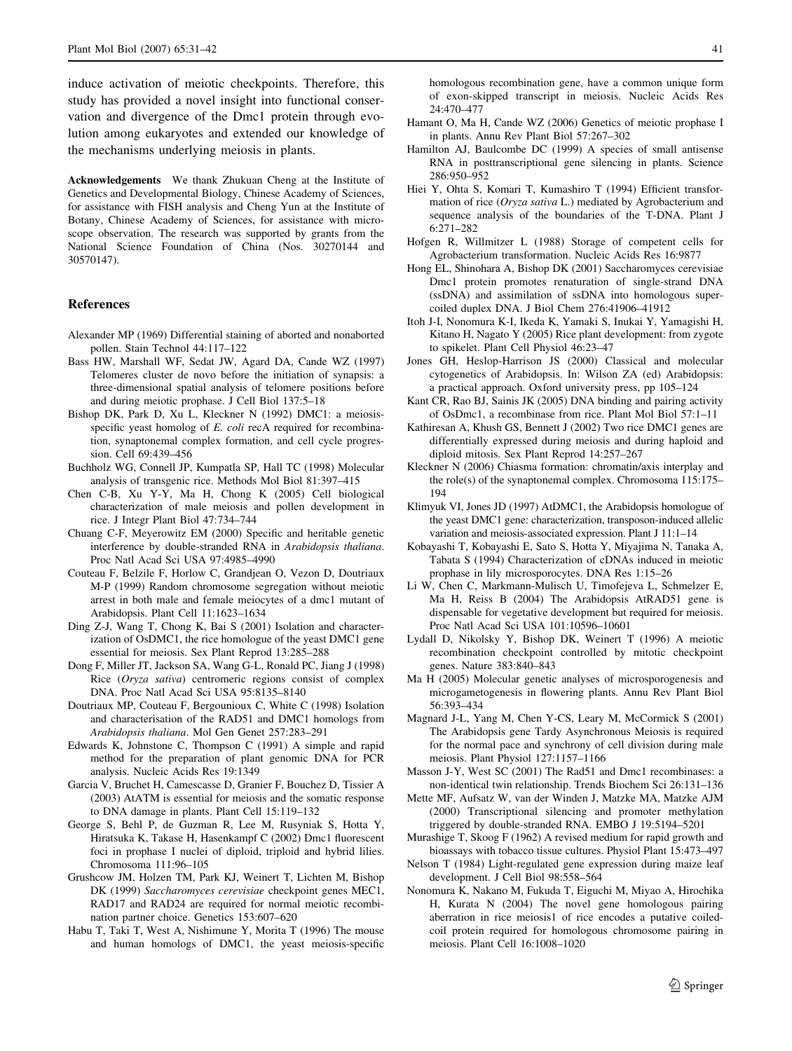induce activation of meiotic checkpoints. Therefore, this study has provided a novel insight into functional conservation and divergence of the Dmc1 protein through evolution among eukaryotes and extended our knowledge of the mechanisms underlying meiosis in plants.

**Acknowledgements** We thank Zhukuan Cheng at the Institute of Genetics and Developmental Biology, Chinese Academy of Sciences, for assistance with FISH analysis and Cheng Yun at the Institute of Botany, Chinese Academy of Sciences, for assistance with microscope observation. The research was supported by grants from the National Science Foundation of China (Nos. 30270144 and 30570147).

## References

Alexander MP (1969) Differential staining of aborted and nonaborted pollen. Stain Technol 44:117–122

Bass HW, Marshall WF, Sedat JW, Agard DA, Cande WZ (1997) Telomeres cluster de novo before the initiation of synapsis: a three-dimensional spatial analysis of telomere positions before and during meiotic prophase. J Cell Biol 137:5–18

Bishop DK, Park D, Xu L, Kleckner N (1992) DMC1: a meiosis-specific yeast homolog of *E. coli* recA required for recombination, synaptonemal complex formation, and cell cycle progression. Cell 69:439–456

Buchholz WG, Connell JP, Kumpatla SP, Hall TC (1998) Molecular analysis of transgenic rice. Methods Mol Biol 81:397–415

Chen C-B, Xu Y-Y, Ma H, Chong K (2005) Cell biological characterization of male meiosis and pollen development in rice. J Integr Plant Biol 47:734–744

Chuang C-F, Meyerowitz EM (2000) Specific and heritable genetic interference by double-stranded RNA in *Arabidopsis thaliana*. Proc Natl Acad Sci USA 97:4985–4990

Couteau F, Belzile F, Horlow C, Grandjean O, Vezon D, Doutriaux M-P (1999) Random chromosome segregation without meiotic arrest in both male and female meiocytes of a dmc1 mutant of Arabidopsis. Plant Cell 11:1623–1634

Ding Z-J, Wang T, Chong K, Bai S (2001) Isolation and characterization of OsDMC1, the rice homologue of the yeast DMC1 gene essential for meiosis. Sex Plant Reprod 13:285–288

Dong F, Miller JT, Jackson SA, Wang G-L, Ronald PC, Jiang J (1998) Rice (*Oryza sativa*) centromeric regions consist of complex DNA. Proc Natl Acad Sci USA 95:8135–8140

Doutriaux MP, Couteau F, Bergounioux C, White C (1998) Isolation and characterisation of the RAD51 and DMC1 homologs from *Arabidopsis thaliana*. Mol Gen Genet 257:283–291

Edwards K, Johnstone C, Thompson C (1991) A simple and rapid method for the preparation of plant genomic DNA for PCR analysis. Nucleic Acids Res 19:1349

Garcia V, Bruchet H, Camescasse D, Granier F, Bouchez D, Tissier A (2003) AtATM is essential for meiosis and the somatic response to DNA damage in plants. Plant Cell 15:119–132

George S, Behl P, de Guzman R, Lee M, Rusyniak S, Hotta Y, Hiratsuka K, Takase H, Hasenkampf C (2002) Dmc1 fluorescent foci in prophase I nuclei of diploid, triploid and hybrid lilies. Chromosoma 111:96–105

Grushcow JM, Holzen TM, Park KJ, Weinert T, Lichten M, Bishop DK (1999) *Saccharomyces cerevisiae* checkpoint genes MEC1, RAD17 and RAD24 are required for normal meiotic recombination partner choice. Genetics 153:607–620

Habu T, Taki T, West A, Nishimune Y, Morita T (1996) The mouse and human homologs of DMC1, the yeast meiosis-specific homologous recombination gene, have a common unique form of exon-skipped transcript in meiosis. Nucleic Acids Res 24:470–477

Hamant O, Ma H, Cande WZ (2006) Genetics of meiotic prophase I in plants. Annu Rev Plant Biol 57:267–302

Hamilton AJ, Baulcombe DC (1999) A species of small antisense RNA in posttranscriptional gene silencing in plants. Science 286:950–952

Hiei Y, Ohta S, Komari T, Kumashiro T (1994) Efficient transformation of rice (*Oryza sativa* L.) mediated by Agrobacterium and sequence analysis of the boundaries of the T-DNA. Plant J 6:271–282

Hofgen R, Willmitzer L (1988) Storage of competent cells for Agrobacterium transformation. Nucleic Acids Res 16:9877

Hong EL, Shinohara A, Bishop DK (2001) Saccharomyces cerevisiae Dmc1 protein promotes renaturation of single-strand DNA (ssDNA) and assimilation of ssDNA into homologous supercoiled duplex DNA. J Biol Chem 276:41906–41912

Itoh J-I, Nonomura K-I, Ikeda K, Yamaki S, Inukai Y, Yamagishi H, Kitano H, Nagato Y (2005) Rice plant development: from zygote to spikelet. Plant Cell Physiol 46:23–47

Jones GH, Heslop-Harrison JS (2000) Classical and molecular cytogenetics of Arabidopsis. In: Wilson ZA (ed) Arabidopsis: a practical approach. Oxford university press, pp 105–124

Kant CR, Rao BJ, Sainis JK (2005) DNA binding and pairing activity of OsDmc1, a recombinase from rice. Plant Mol Biol 57:1–11

Kathiresan A, Khush GS, Bennett J (2002) Two rice DMC1 genes are differentially expressed during meiosis and during haploid and diploid mitosis. Sex Plant Reprod 14:257–267

Kleckner N (2006) Chiasma formation: chromatin/axis interplay and the role(s) of the synaptonemal complex. Chromosoma 115:175–194

Klimyuk VI, Jones JD (1997) AtDMC1, the Arabidopsis homologue of the yeast DMC1 gene: characterization, transposon-induced allelic variation and meiosis-associated expression. Plant J 11:1–14

Kobayashi T, Kobayashi E, Sato S, Hotta Y, Miyajima N, Tanaka A, Tabata S (1994) Characterization of cDNAs induced in meiotic prophase in lily microsporocytes. DNA Res 1:15–26

Li W, Chen C, Markmann-Mulisch U, Timofejeva L, Schmelzer E, Ma H, Reiss B (2004) The Arabidopsis AtRAD51 gene is dispensable for vegetative development but required for meiosis. Proc Natl Acad Sci USA 101:10596–10601

Lydall D, Nikolsky Y, Bishop DK, Weinert T (1996) A meiotic recombination checkpoint controlled by mitotic checkpoint genes. Nature 383:840–843

Ma H (2005) Molecular genetic analyses of microsporogenesis and microgametogenesis in flowering plants. Annu Rev Plant Biol 56:393–434

Magnard J-L, Yang M, Chen Y-CS, Leary M, McCormick S (2001) The Arabidopsis gene Tardy Asynchronous Meiosis is required for the normal pace and synchrony of cell division during male meiosis. Plant Physiol 127:1157–1166

Masson J-Y, West SC (2001) The Rad51 and Dmc1 recombinases: a non-identical twin relationship. Trends Biochem Sci 26:131–136

Mette MF, Aufsatz W, van der Winden J, Matzke MA, Matzke AJM (2000) Transcriptional silencing and promoter methylation triggered by double-stranded RNA. EMBO J 19:5194–5201

Murashige T, Skoog F (1962) A revised medium for rapid growth and bioassays with tobacco tissue cultures. Physiol Plant 15:473–497

Nelson T (1984) Light-regulated gene expression during maize leaf development. J Cell Biol 98:558–564

Nonomura K, Nakano M, Fukuda T, Eiguchi M, Miyao A, Hirochika H, Kurata N (2004) The novel gene homologous pairing aberration in rice meiosis1 of rice encodes a putative coiled-coil protein required for homologous chromosome pairing in meiosis. Plant Cell 16:1008–1020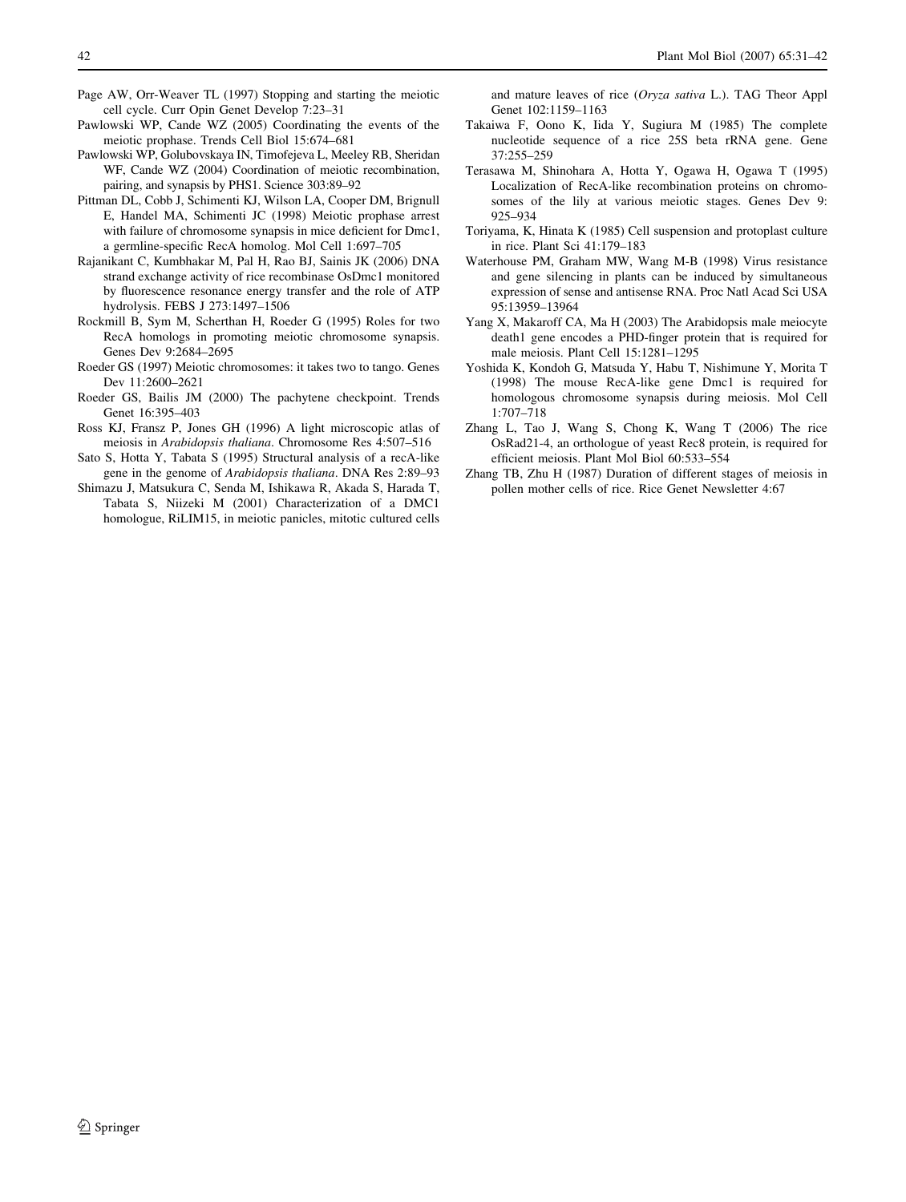Page AW, Orr-Weaver TL (1997) Stopping and starting the meiotic cell cycle. Curr Opin Genet Develop 7:23–31

Pawlowski WP, Cande WZ (2005) Coordinating the events of the meiotic prophase. Trends Cell Biol 15:674–681

Pawlowski WP, Golubovskaya IN, Timofejeva L, Meeley RB, Sheridan WF, Cande WZ (2004) Coordination of meiotic recombination, pairing, and synapsis by PHS1. Science 303:89–92

Pittman DL, Cobb J, Schimenti KJ, Wilson LA, Cooper DM, Brignull E, Handel MA, Schimenti JC (1998) Meiotic prophase arrest with failure of chromosome synapsis in mice deficient for Dmc1, a germline-specific RecA homolog. Mol Cell 1:697–705

Rajanikant C, Kumbhakar M, Pal H, Rao BJ, Sainis JK (2006) DNA strand exchange activity of rice recombinase OsDmc1 monitored by fluorescence resonance energy transfer and the role of ATP hydrolysis. FEBS J 273:1497–1506

Rockmill B, Sym M, Scherthan H, Roeder G (1995) Roles for two RecA homologs in promoting meiotic chromosome synapsis. Genes Dev 9:2684–2695

Roeder GS (1997) Meiotic chromosomes: it takes two to tango. Genes Dev 11:2600–2621

Roeder GS, Bailis JM (2000) The pachytene checkpoint. Trends Genet 16:395–403

Ross KJ, Fransz P, Jones GH (1996) A light microscopic atlas of meiosis in *Arabidopsis thaliana*. Chromosome Res 4:507–516

Sato S, Hotta Y, Tabata S (1995) Structural analysis of a recA-like gene in the genome of *Arabidopsis thaliana*. DNA Res 2:89–93

Shimazu J, Matsukura C, Senda M, Ishikawa R, Akada S, Harada T, Tabata S, Niizeki M (2001) Characterization of a DMC1 homologue, RiLIM15, in meiotic panicles, mitotic cultured cells and mature leaves of rice (*Oryza sativa* L.). TAG Theor Appl Genet 102:1159–1163

Takaiwa F, Oono K, Iida Y, Sugiura M (1985) The complete nucleotide sequence of a rice 25S beta rRNA gene. Gene 37:255–259

Terasawa M, Shinohara A, Hotta Y, Ogawa H, Ogawa T (1995) Localization of RecA-like recombination proteins on chromosomes of the lily at various meiotic stages. Genes Dev 9: 925–934

Toriyama, K, Hinata K (1985) Cell suspension and protoplast culture in rice. Plant Sci 41:179–183

Waterhouse PM, Graham MW, Wang M-B (1998) Virus resistance and gene silencing in plants can be induced by simultaneous expression of sense and antisense RNA. Proc Natl Acad Sci USA 95:13959–13964

Yang X, Makaroff CA, Ma H (2003) The Arabidopsis male meiocyte death1 gene encodes a PHD-finger protein that is required for male meiosis. Plant Cell 15:1281–1295

Yoshida K, Kondoh G, Matsuda Y, Habu T, Nishimune Y, Morita T (1998) The mouse RecA-like gene Dmc1 is required for homologous chromosome synapsis during meiosis. Mol Cell 1:707–718

Zhang L, Tao J, Wang S, Chong K, Wang T (2006) The rice OsRad21-4, an orthologue of yeast Rec8 protein, is required for efficient meiosis. Plant Mol Biol 60:533–554

Zhang TB, Zhu H (1987) Duration of different stages of meiosis in pollen mother cells of rice. Rice Genet Newsletter 4:67